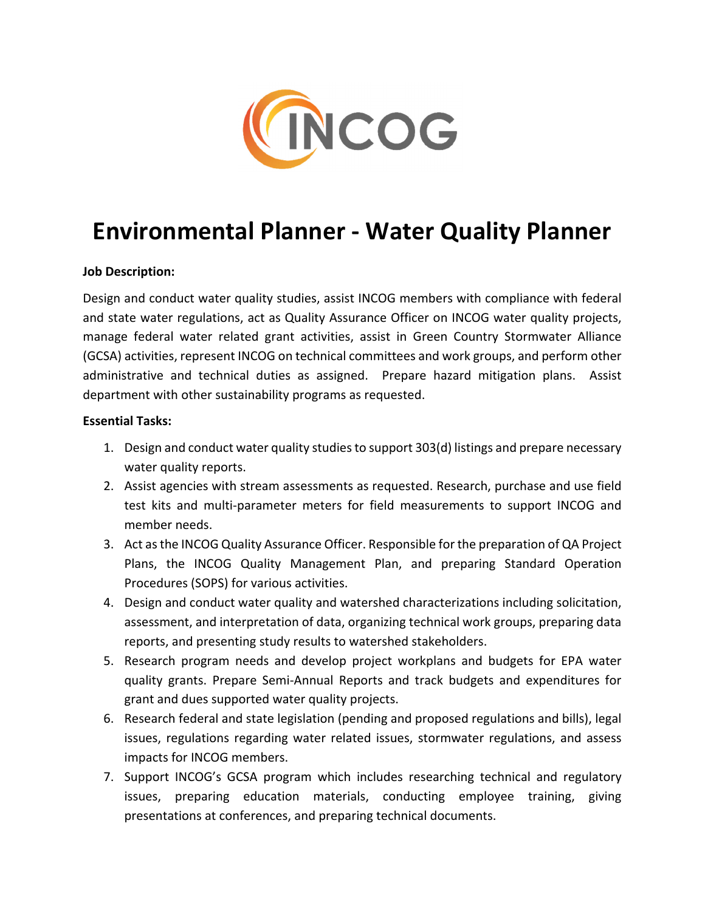# Environmental Planner - Water Quality Planner

**Job Description:**

Design and conduct water quality studies, assist INCOG members with compliance with federal and state water regulations, act as Quality Assurance Officer on INCOG water quality projects, manage federal water related grant activities, assist in Green Country Stormwater Alliance (GCSA) activities, represent INCOG on technical committees and work groups, and perform other administrative and technical duties as assigned. Prepare hazard mitigation plans. Assist department with other sustainability programs as requested.

**Essential Tasks:**

1. Design and conduct water quality studies to support 303(d) listings and prepare necessary water quality reports.
2. Assist agencies with stream assessments as requested. Research, purchase and use field test kits and multi-parameter meters for field measurements to support INCOG and member needs.
3. Act as the INCOG Quality Assurance Officer. Responsible for the preparation of QA Project Plans, the INCOG Quality Management Plan, and preparing Standard Operation Procedures (SOPS) for various activities.
4. Design and conduct water quality and watershed characterizations including solicitation, assessment, and interpretation of data, organizing technical work groups, preparing data reports, and presenting study results to watershed stakeholders.
5. Research program needs and develop project workplans and budgets for EPA water quality grants. Prepare Semi-Annual Reports and track budgets and expenditures for grant and dues supported water quality projects.
6. Research federal and state legislation (pending and proposed regulations and bills), legal issues, regulations regarding water related issues, stormwater regulations, and assess impacts for INCOG members.
7. Support INCOG's GCSA program which includes researching technical and regulatory issues, preparing education materials, conducting employee training, giving presentations at conferences, and preparing technical documents.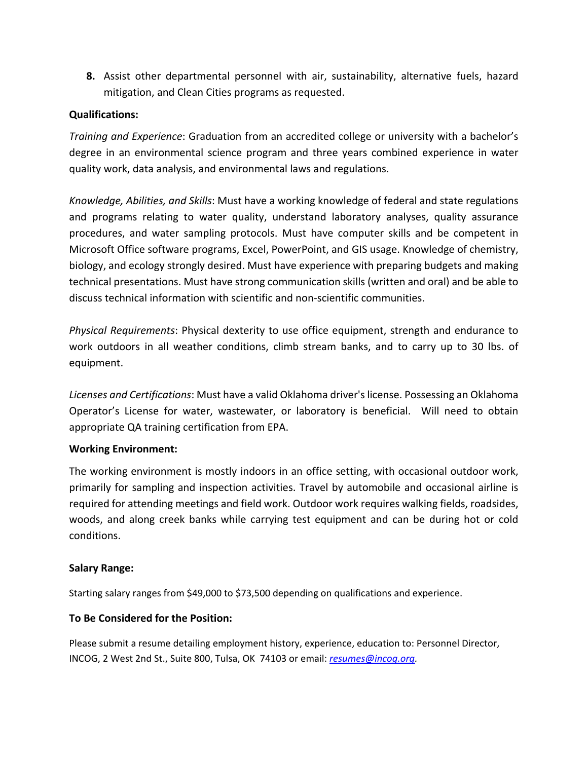8. Assist other departmental personnel with air, sustainability, alternative fuels, hazard mitigation, and Clean Cities programs as requested.

**Qualifications:**

*Training and Experience*: Graduation from an accredited college or university with a bachelor's degree in an environmental science program and three years combined experience in water quality work, data analysis, and environmental laws and regulations.

*Knowledge, Abilities, and Skills*: Must have a working knowledge of federal and state regulations and programs relating to water quality, understand laboratory analyses, quality assurance procedures, and water sampling protocols. Must have computer skills and be competent in Microsoft Office software programs, Excel, PowerPoint, and GIS usage. Knowledge of chemistry, biology, and ecology strongly desired. Must have experience with preparing budgets and making technical presentations. Must have strong communication skills (written and oral) and be able to discuss technical information with scientific and non-scientific communities.

*Physical Requirements*: Physical dexterity to use office equipment, strength and endurance to work outdoors in all weather conditions, climb stream banks, and to carry up to 30 lbs. of equipment.

*Licenses and Certifications*: Must have a valid Oklahoma driver's license. Possessing an Oklahoma Operator's License for water, wastewater, or laboratory is beneficial. Will need to obtain appropriate QA training certification from EPA.

**Working Environment:**

The working environment is mostly indoors in an office setting, with occasional outdoor work, primarily for sampling and inspection activities. Travel by automobile and occasional airline is required for attending meetings and field work. Outdoor work requires walking fields, roadsides, woods, and along creek banks while carrying test equipment and can be during hot or cold conditions.

**Salary Range:**

Starting salary ranges from $49,000 to $73,500 depending on qualifications and experience.

**To Be Considered for the Position:**

Please submit a resume detailing employment history, experience, education to: Personnel Director, INCOG, 2 West 2nd St., Suite 800, Tulsa, OK 74103 or email: *resumes@incog.org*.